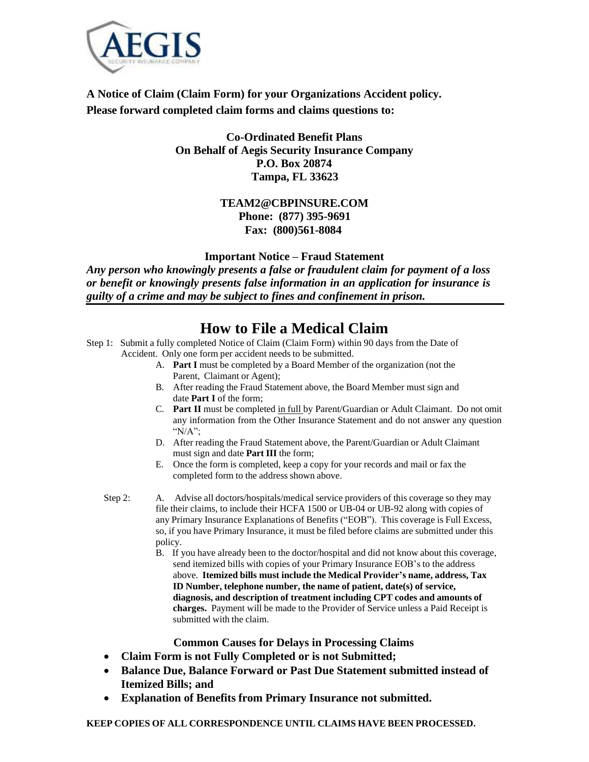**A Notice of Claim (Claim Form) for your Organizations Accident policy.**
**Please forward completed claim forms and claims questions to:**

**Co-Ordinated Benefit Plans**
**On Behalf of Aegis Security Insurance Company**
**P.O. Box 20874**
**Tampa, FL 33623**

**TEAM2@CBPINSURE.COM**
**Phone: (877) 395-9691**
**Fax: (800)561-8084**

**Important Notice – Fraud Statement**

***Any person who knowingly presents a false or fraudulent claim for payment of a loss or benefit or knowingly presents false information in an application for insurance is guilty of a crime and may be subject to fines and confinement in prison.***

# How to File a Medical Claim

Step 1: Submit a fully completed Notice of Claim (Claim Form) within 90 days from the Date of Accident. Only one form per accident needs to be submitted.

A. **Part I** must be completed by a Board Member of the organization (not the Parent, Claimant or Agent);
B. After reading the Fraud Statement above, the Board Member must sign and date **Part I** of the form;
C. **Part II** must be completed in full by Parent/Guardian or Adult Claimant. Do not omit any information from the Other Insurance Statement and do not answer any question "N/A";
D. After reading the Fraud Statement above, the Parent/Guardian or Adult Claimant must sign and date **Part III** the form;
E. Once the form is completed, keep a copy for your records and mail or fax the completed form to the address shown above.

Step 2:

A. Advise all doctors/hospitals/medical service providers of this coverage so they may file their claims, to include their HCFA 1500 or UB-04 or UB-92 along with copies of any Primary Insurance Explanations of Benefits ("EOB"). This coverage is Full Excess, so, if you have Primary Insurance, it must be filed before claims are submitted under this policy.
B. If you have already been to the doctor/hospital and did not know about this coverage, send itemized bills with copies of your Primary Insurance EOB's to the address above. **Itemized bills must include the Medical Provider's name, address, Tax ID Number, telephone number, the name of patient, date(s) of service, diagnosis, and description of treatment including CPT codes and amounts of charges.** Payment will be made to the Provider of Service unless a Paid Receipt is submitted with the claim.

**Common Causes for Delays in Processing Claims**

- **Claim Form is not Fully Completed or is not Submitted;**
- **Balance Due, Balance Forward or Past Due Statement submitted instead of Itemized Bills; and**
- **Explanation of Benefits from Primary Insurance not submitted.**

**KEEP COPIES OF ALL CORRESPONDENCE UNTIL CLAIMS HAVE BEEN PROCESSED.**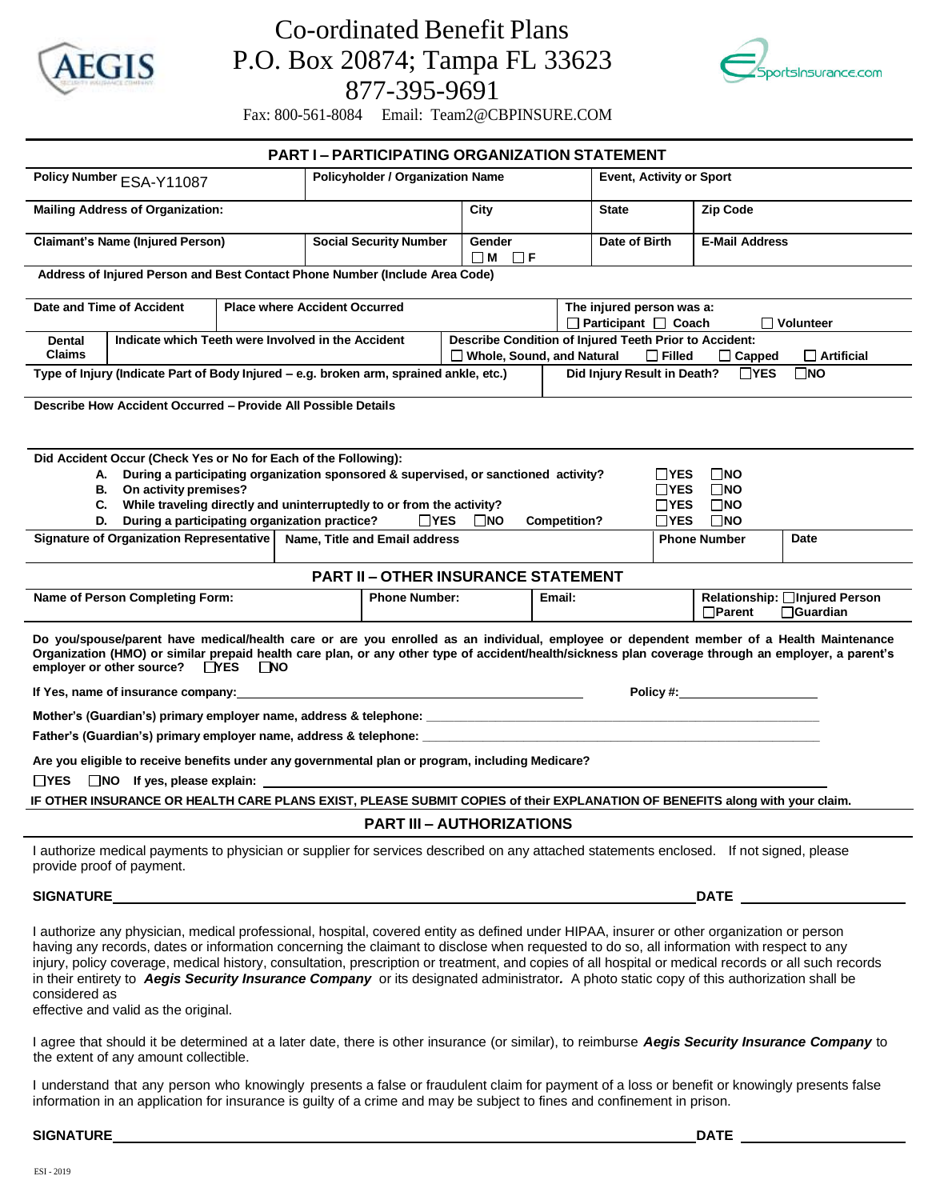# Co-ordinated Benefit Plans

P.O. Box 20874; Tampa FL 33623

877-395-9691

Fax: 800-561-8084 Email: Team2@CBPINSURE.COM

## PART I – PARTICIPATING ORGANIZATION STATEMENT

| | | | | |
|---|---|---|---|---|
| **Policy Number** ESA-Y11087 | **Policyholder / Organization Name** | | **Event, Activity or Sport** | |
| **Mailing Address of Organization:** | | **City** | **State** | **Zip Code** |
| **Claimant's Name (Injured Person)** | **Social Security Number** | **Gender** ☐ M ☐ F | **Date of Birth** | **E-Mail Address** |

**Address of Injured Person and Best Contact Phone Number (Include Area Code)**

| | | |
|---|---|---|
| **Date and Time of Accident** | **Place where Accident Occurred** | **The injured person was a:** ☐ Participant ☐ Coach ☐ Volunteer |
| **Dental Claims** — **Indicate which Teeth were Involved in the Accident** | **Describe Condition of Injured Teeth Prior to Accident:** ☐ Whole, Sound, and Natural ☐ Filled ☐ Capped ☐ Artificial | |
| **Type of Injury (Indicate Part of Body Injured – e.g. broken arm, sprained ankle, etc.)** | **Did Injury Result in Death?** ☐YES ☐NO | |

**Describe How Accident Occurred – Provide All Possible Details**

**Did Accident Occur (Check Yes or No for Each of the Following):**

- **A. During a participating organization sponsored & supervised, or sanctioned activity?** ☐YES ☐NO
- **B. On activity premises?** ☐YES ☐NO
- **C. While traveling directly and uninterruptedly to or from the activity?** ☐YES ☐NO
- **D. During a participating organization practice?** ☐YES ☐NO **Competition?** ☐YES ☐NO

| **Signature of Organization Representative** | **Name, Title and Email address** | **Phone Number** | **Date** |
|---|---|---|---|
| | | | |

## PART II – OTHER INSURANCE STATEMENT

| **Name of Person Completing Form:** | **Phone Number:** | **Email:** | **Relationship:** ☐Injured Person ☐Parent ☐Guardian |
|---|---|---|---|
| | | | |

**Do you/spouse/parent have medical/health care or are you enrolled as an individual, employee or dependent member of a Health Maintenance Organization (HMO) or similar prepaid health care plan, or any other type of accident/health/sickness plan coverage through an employer, a parent's employer or other source?** ☐YES ☐NO

**If Yes, name of insurance company:** ____________________ **Policy #:** ____________

**Mother's (Guardian's) primary employer name, address & telephone:** ____________________

**Father's (Guardian's) primary employer name, address & telephone:** ____________________

**Are you eligible to receive benefits under any governmental plan or program, including Medicare?**

☐YES ☐NO **If yes, please explain:** ____________________

**IF OTHER INSURANCE OR HEALTH CARE PLANS EXIST, PLEASE SUBMIT COPIES of their EXPLANATION OF BENEFITS along with your claim.**

## PART III – AUTHORIZATIONS

I authorize medical payments to physician or supplier for services described on any attached statements enclosed. If not signed, please provide proof of payment.

**SIGNATURE** ____________________ **DATE** ____________

I authorize any physician, medical professional, hospital, covered entity as defined under HIPAA, insurer or other organization or person having any records, dates or information concerning the claimant to disclose when requested to do so, all information with respect to any injury, policy coverage, medical history, consultation, prescription or treatment, and copies of all hospital or medical records or all such records in their entirety to ***Aegis Security Insurance Company*** or its designated administrator***.*** A photo static copy of this authorization shall be considered as effective and valid as the original.

I agree that should it be determined at a later date, there is other insurance (or similar), to reimburse ***Aegis Security Insurance Company*** to the extent of any amount collectible.

I understand that any person who knowingly presents a false or fraudulent claim for payment of a loss or benefit or knowingly presents false information in an application for insurance is guilty of a crime and may be subject to fines and confinement in prison.

**SIGNATURE** ____________________ **DATE** ____________

ESI - 2019